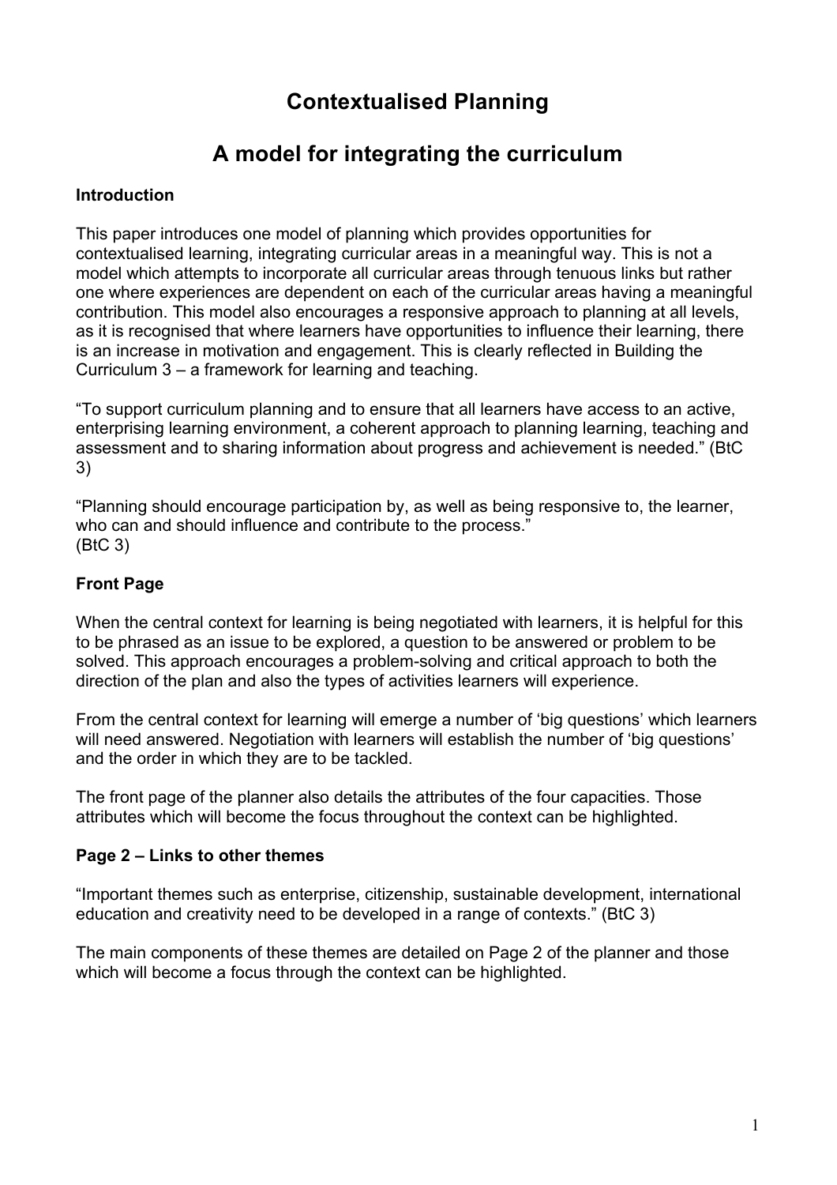# Contextualised Planning

## A model for integrating the curriculum

### Introduction

This paper introduces one model of planning which provides opportunities for contextualised learning, integrating curricular areas in a meaningful way. This is not a model which attempts to incorporate all curricular areas through tenuous links but rather one where experiences are dependent on each of the curricular areas having a meaningful contribution. This model also encourages a responsive approach to planning at all levels, as it is recognised that where learners have opportunities to influence their learning, there is an increase in motivation and engagement. This is clearly reflected in Building the Curriculum 3 – a framework for learning and teaching.

"To support curriculum planning and to ensure that all learners have access to an active, enterprising learning environment, a coherent approach to planning learning, teaching and assessment and to sharing information about progress and achievement is needed." (BtC 3)

"Planning should encourage participation by, as well as being responsive to, the learner, who can and should influence and contribute to the process."
(BtC 3)

### Front Page

When the central context for learning is being negotiated with learners, it is helpful for this to be phrased as an issue to be explored, a question to be answered or problem to be solved. This approach encourages a problem-solving and critical approach to both the direction of the plan and also the types of activities learners will experience.

From the central context for learning will emerge a number of 'big questions' which learners will need answered. Negotiation with learners will establish the number of 'big questions' and the order in which they are to be tackled.

The front page of the planner also details the attributes of the four capacities. Those attributes which will become the focus throughout the context can be highlighted.

### Page 2 – Links to other themes

"Important themes such as enterprise, citizenship, sustainable development, international education and creativity need to be developed in a range of contexts." (BtC 3)

The main components of these themes are detailed on Page 2 of the planner and those which will become a focus through the context can be highlighted.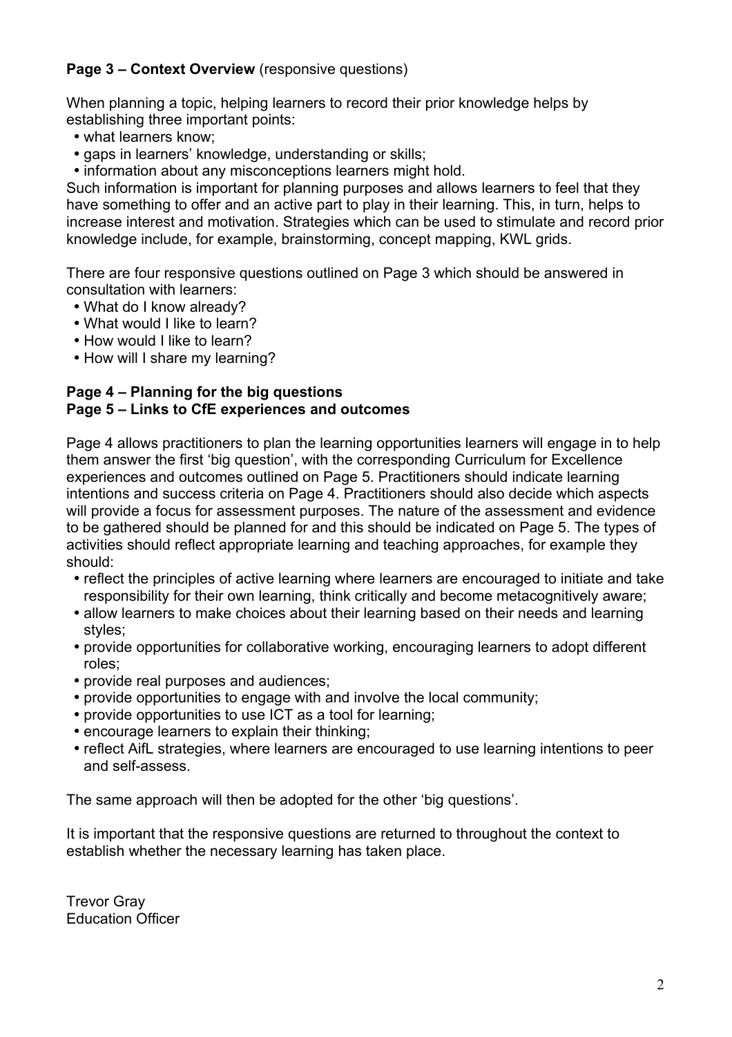**Page 3 – Context Overview** (responsive questions)

When planning a topic, helping learners to record their prior knowledge helps by establishing three important points:

- what learners know;
- gaps in learners' knowledge, understanding or skills;
- information about any misconceptions learners might hold.

Such information is important for planning purposes and allows learners to feel that they have something to offer and an active part to play in their learning. This, in turn, helps to increase interest and motivation. Strategies which can be used to stimulate and record prior knowledge include, for example, brainstorming, concept mapping, KWL grids.

There are four responsive questions outlined on Page 3 which should be answered in consultation with learners:

- What do I know already?
- What would I like to learn?
- How would I like to learn?
- How will I share my learning?

**Page 4 – Planning for the big questions**
**Page 5 – Links to CfE experiences and outcomes**

Page 4 allows practitioners to plan the learning opportunities learners will engage in to help them answer the first 'big question', with the corresponding Curriculum for Excellence experiences and outcomes outlined on Page 5. Practitioners should indicate learning intentions and success criteria on Page 4. Practitioners should also decide which aspects will provide a focus for assessment purposes. The nature of the assessment and evidence to be gathered should be planned for and this should be indicated on Page 5. The types of activities should reflect appropriate learning and teaching approaches, for example they should:

- reflect the principles of active learning where learners are encouraged to initiate and take responsibility for their own learning, think critically and become metacognitively aware;
- allow learners to make choices about their learning based on their needs and learning styles;
- provide opportunities for collaborative working, encouraging learners to adopt different roles;
- provide real purposes and audiences;
- provide opportunities to engage with and involve the local community;
- provide opportunities to use ICT as a tool for learning;
- encourage learners to explain their thinking;
- reflect AifL strategies, where learners are encouraged to use learning intentions to peer and self-assess.

The same approach will then be adopted for the other 'big questions'.

It is important that the responsive questions are returned to throughout the context to establish whether the necessary learning has taken place.

Trevor Gray
Education Officer